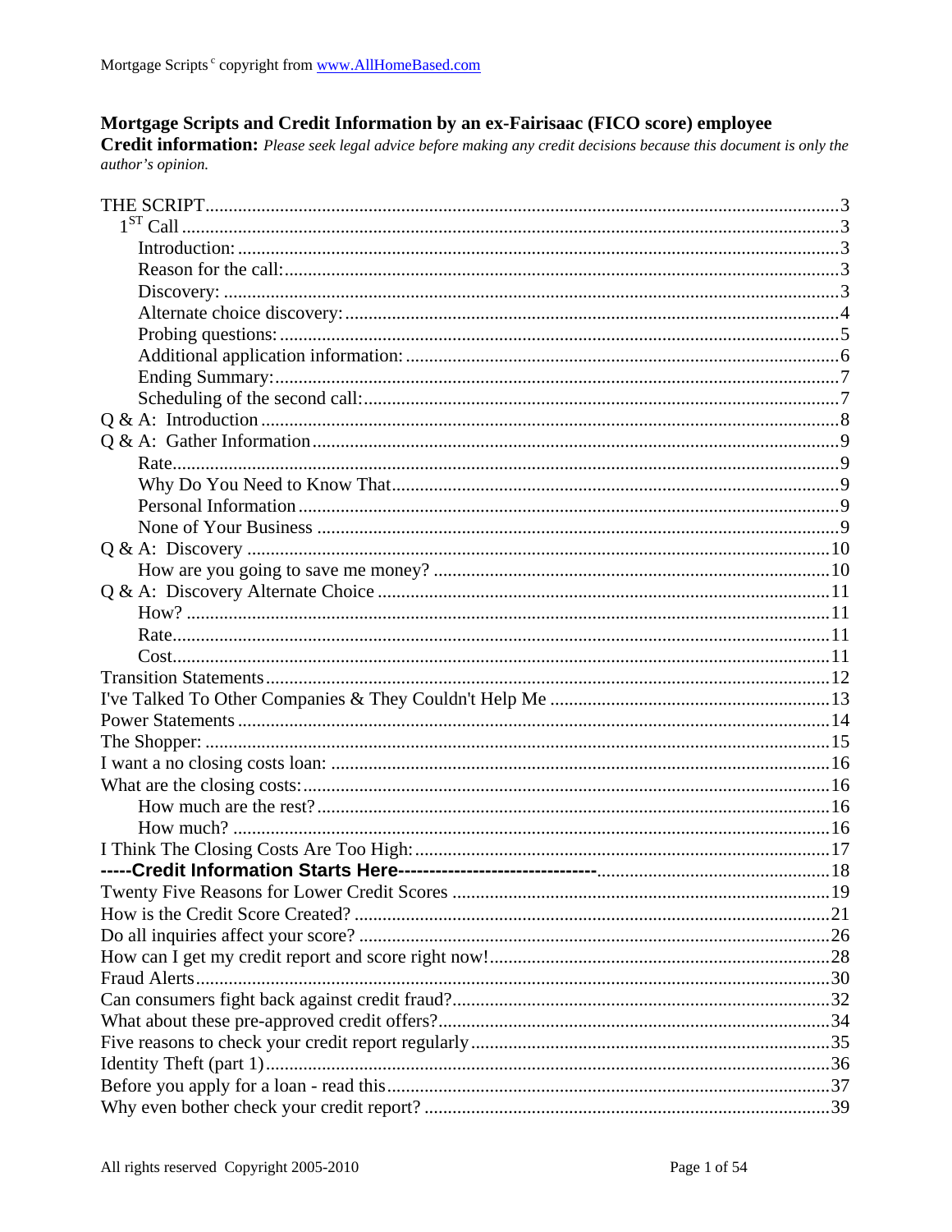# Mortgage Scripts and Credit Information by an ex-Fairisaac (FICO score) employee

**Credit information:** *Please seek legal advice before making any credit decisions because this document is only the author's opinion.*

THE SCRIPT....3
- 1ST Call....3
  - Introduction:....3
  - Reason for the call:....3
  - Discovery:....3
  - Alternate choice discovery:....4
  - Probing questions:....5
  - Additional application information:....6
  - Ending Summary:....7
  - Scheduling of the second call:....7

Q & A: Introduction....8

Q & A: Gather Information....9
- Rate....9
- Why Do You Need to Know That....9
- Personal Information....9
- None of Your Business....9

Q & A: Discovery....10
- How are you going to save me money?....10

Q & A: Discovery Alternate Choice....11
- How?....11
- Rate....11
- Cost....11

Transition Statements....12

I've Talked To Other Companies & They Couldn't Help Me....13

Power Statements....14

The Shopper:....15

I want a no closing costs loan:....16

What are the closing costs:....16
- How much are the rest?....16
- How much?....16

I Think The Closing Costs Are Too High:....17

**-----Credit Information Starts Here-------------------------------**....18

Twenty Five Reasons for Lower Credit Scores....19

How is the Credit Score Created?....21

Do all inquiries affect your score?....26

How can I get my credit report and score right now!....28

Fraud Alerts....30

Can consumers fight back against credit fraud?....32

What about these pre-approved credit offers?....34

Five reasons to check your credit report regularly....35

Identity Theft (part 1)....36

Before you apply for a loan - read this....37

Why even bother check your credit report?....39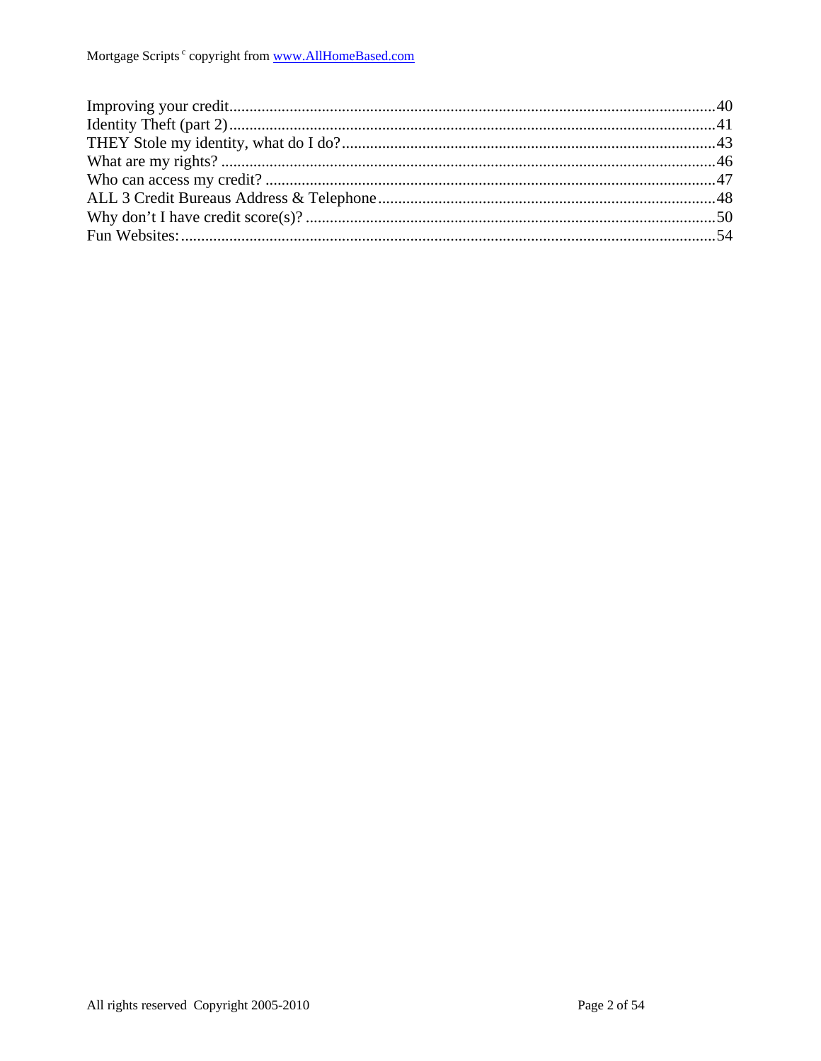Improving your credit........................................................................................................40
Identity Theft (part 2).........................................................................................................41
THEY Stole my identity, what do I do?............................................................................43
What are my rights? ..........................................................................................................46
Who can access my credit? ...............................................................................................47
ALL 3 Credit Bureaus Address & Telephone...................................................................48
Why don't I have credit score(s)? .....................................................................................50
Fun Websites:....................................................................................................................54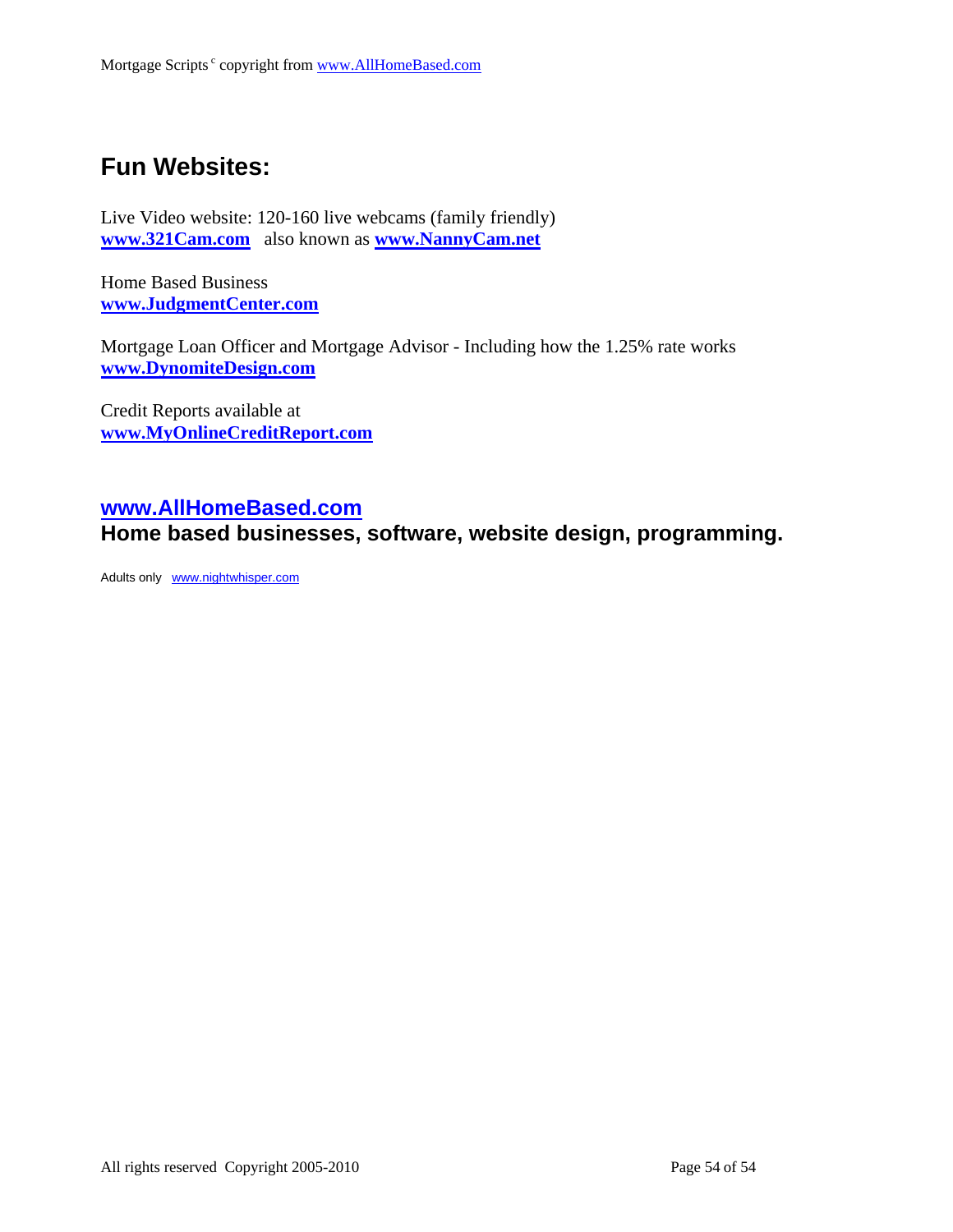## Fun Websites:

Live Video website: 120-160 live webcams (family friendly)
**www.321Cam.com** also known as **www.NannyCam.net**

Home Based Business
**www.JudgmentCenter.com**

Mortgage Loan Officer and Mortgage Advisor - Including how the 1.25% rate works
**www.DynomiteDesign.com**

Credit Reports available at
**www.MyOnlineCreditReport.com**

**www.AllHomeBased.com**
**Home based businesses, software, website design, programming.**

Adults only www.nightwhisper.com